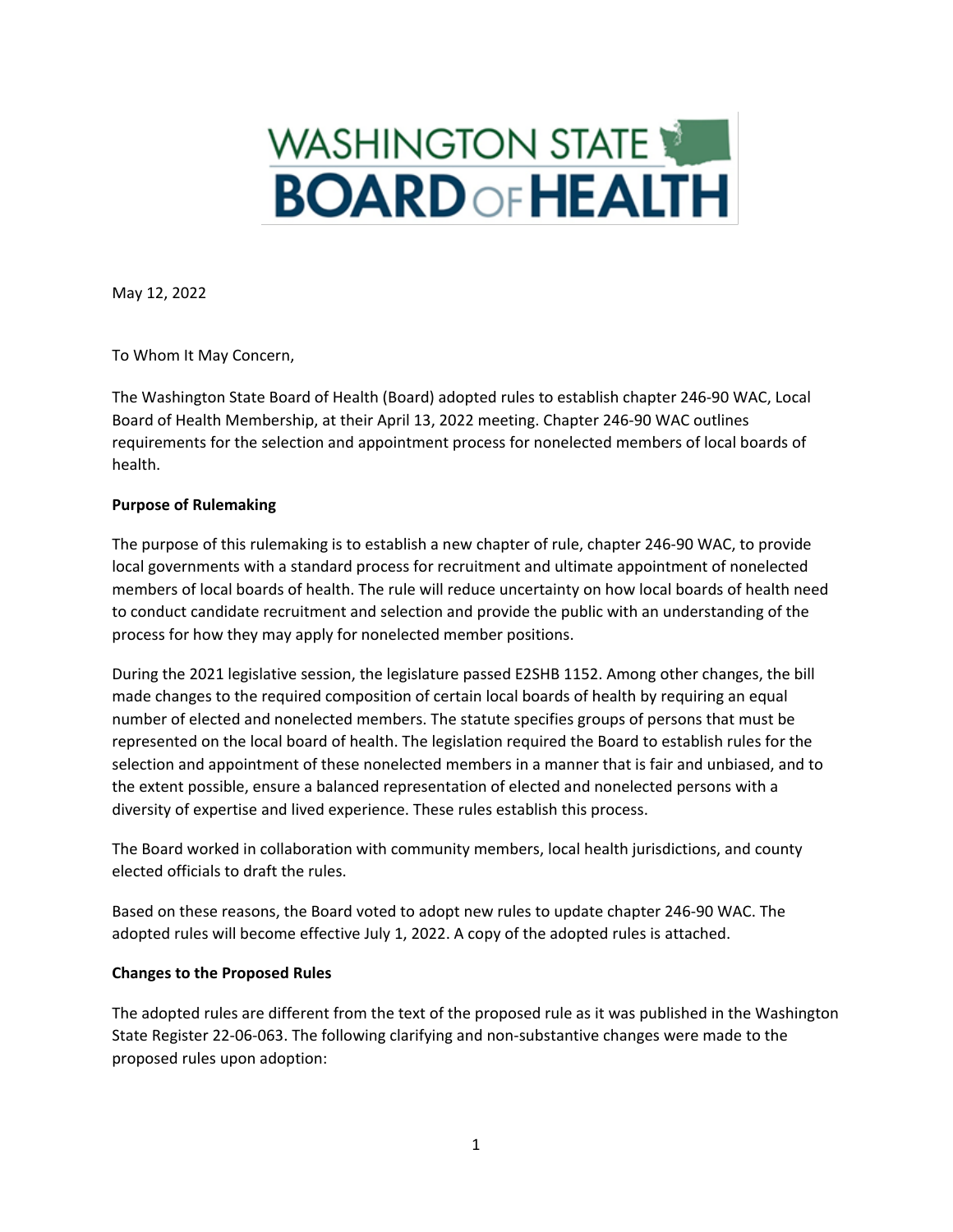WASHINGTON STATE BOARD OF HEALTH

May 12, 2022

To Whom It May Concern,

The Washington State Board of Health (Board) adopted rules to establish chapter 246-90 WAC, Local Board of Health Membership, at their April 13, 2022 meeting. Chapter 246-90 WAC outlines requirements for the selection and appointment process for nonelected members of local boards of health.

**Purpose of Rulemaking**

The purpose of this rulemaking is to establish a new chapter of rule, chapter 246-90 WAC, to provide local governments with a standard process for recruitment and ultimate appointment of nonelected members of local boards of health. The rule will reduce uncertainty on how local boards of health need to conduct candidate recruitment and selection and provide the public with an understanding of the process for how they may apply for nonelected member positions.

During the 2021 legislative session, the legislature passed E2SHB 1152. Among other changes, the bill made changes to the required composition of certain local boards of health by requiring an equal number of elected and nonelected members. The statute specifies groups of persons that must be represented on the local board of health. The legislation required the Board to establish rules for the selection and appointment of these nonelected members in a manner that is fair and unbiased, and to the extent possible, ensure a balanced representation of elected and nonelected persons with a diversity of expertise and lived experience. These rules establish this process.

The Board worked in collaboration with community members, local health jurisdictions, and county elected officials to draft the rules.

Based on these reasons, the Board voted to adopt new rules to update chapter 246-90 WAC. The adopted rules will become effective July 1, 2022. A copy of the adopted rules is attached.

**Changes to the Proposed Rules**

The adopted rules are different from the text of the proposed rule as it was published in the Washington State Register 22-06-063. The following clarifying and non-substantive changes were made to the proposed rules upon adoption: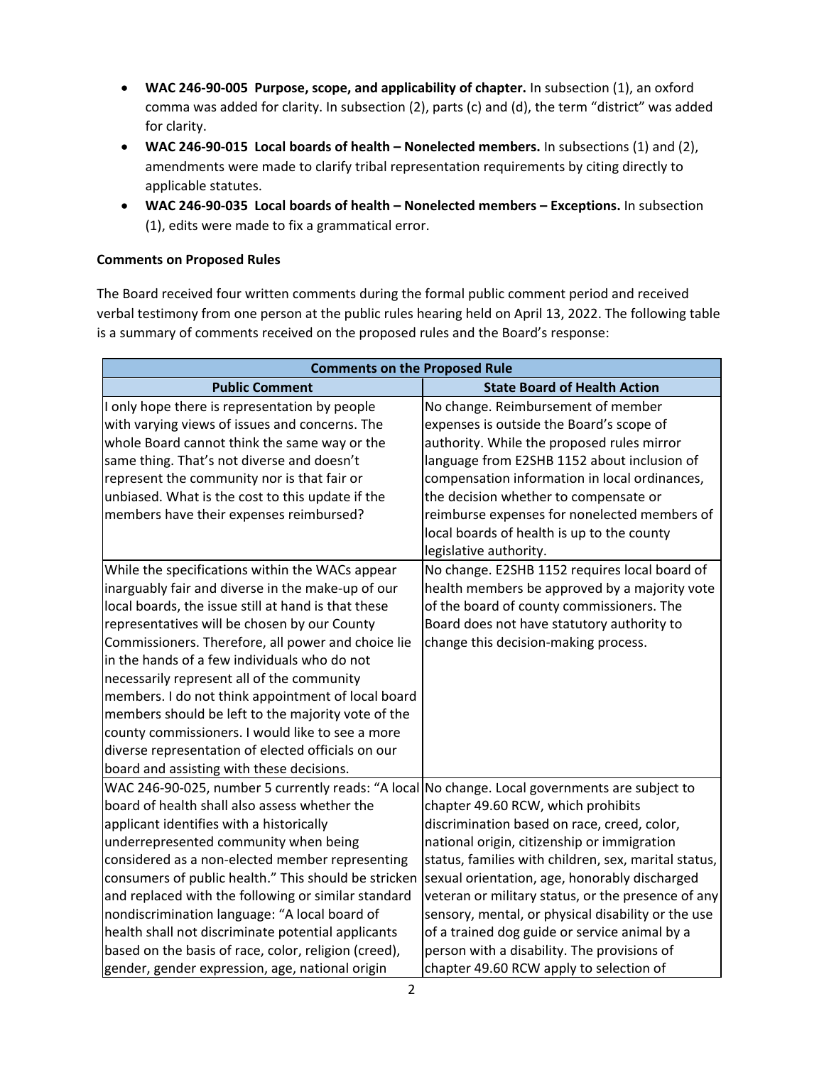- **WAC 246-90-005 Purpose, scope, and applicability of chapter.** In subsection (1), an oxford comma was added for clarity. In subsection (2), parts (c) and (d), the term "district" was added for clarity.
- **WAC 246-90-015 Local boards of health – Nonelected members.** In subsections (1) and (2), amendments were made to clarify tribal representation requirements by citing directly to applicable statutes.
- **WAC 246-90-035 Local boards of health – Nonelected members – Exceptions.** In subsection (1), edits were made to fix a grammatical error.

**Comments on Proposed Rules**

The Board received four written comments during the formal public comment period and received verbal testimony from one person at the public rules hearing held on April 13, 2022. The following table is a summary of comments received on the proposed rules and the Board's response:

| **Comments on the Proposed Rule** | |
|---|---|
| **Public Comment** | **State Board of Health Action** |
| I only hope there is representation by people with varying views of issues and concerns. The whole Board cannot think the same way or the same thing. That's not diverse and doesn't represent the community nor is that fair or unbiased. What is the cost to this update if the members have their expenses reimbursed? | No change. Reimbursement of member expenses is outside the Board's scope of authority. While the proposed rules mirror language from E2SHB 1152 about inclusion of compensation information in local ordinances, the decision whether to compensate or reimburse expenses for nonelected members of local boards of health is up to the county legislative authority. |
| While the specifications within the WACs appear inarguably fair and diverse in the make-up of our local boards, the issue still at hand is that these representatives will be chosen by our County Commissioners. Therefore, all power and choice lie in the hands of a few individuals who do not necessarily represent all of the community members. I do not think appointment of local board members should be left to the majority vote of the county commissioners. I would like to see a more diverse representation of elected officials on our board and assisting with these decisions. | No change. E2SHB 1152 requires local board of health members be approved by a majority vote of the board of county commissioners. The Board does not have statutory authority to change this decision-making process. |
| WAC 246-90-025, number 5 currently reads: "A local board of health shall also assess whether the applicant identifies with a historically underrepresented community when being considered as a non-elected member representing consumers of public health." This should be stricken and replaced with the following or similar standard nondiscrimination language: "A local board of health shall not discriminate potential applicants based on the basis of race, color, religion (creed), gender, gender expression, age, national origin | No change. Local governments are subject to chapter 49.60 RCW, which prohibits discrimination based on race, creed, color, national origin, citizenship or immigration status, families with children, sex, marital status, sexual orientation, age, honorably discharged veteran or military status, or the presence of any sensory, mental, or physical disability or the use of a trained dog guide or service animal by a person with a disability. The provisions of chapter 49.60 RCW apply to selection of |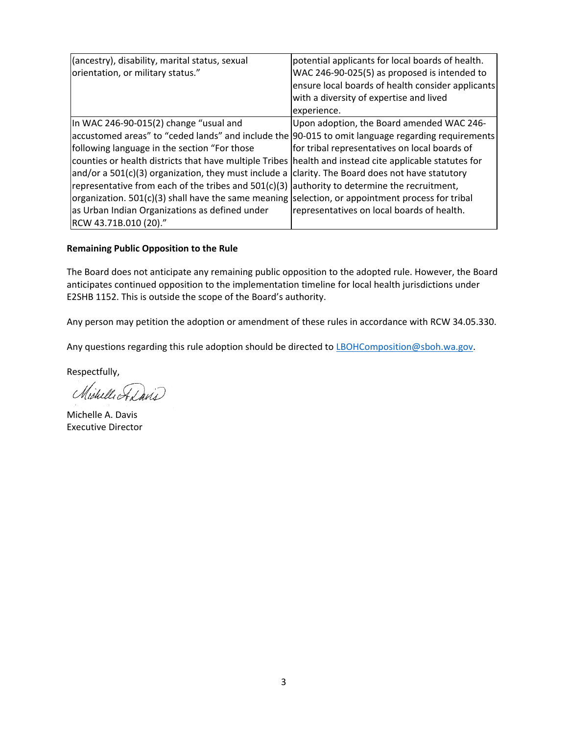| | |
|---|---|
| (ancestry), disability, marital status, sexual orientation, or military status." | potential applicants for local boards of health. WAC 246-90-025(5) as proposed is intended to ensure local boards of health consider applicants with a diversity of expertise and lived experience. |
| In WAC 246-90-015(2) change "usual and accustomed areas" to "ceded lands" and include the following language in the section "For those counties or health districts that have multiple Tribes and/or a 501(c)(3) organization, they must include a representative from each of the tribes and 501(c)(3) organization. 501(c)(3) shall have the same meaning as Urban Indian Organizations as defined under RCW 43.71B.010 (20)." | Upon adoption, the Board amended WAC 246-90-015 to omit language regarding requirements for tribal representatives on local boards of health and instead cite applicable statutes for clarity. The Board does not have statutory authority to determine the recruitment, selection, or appointment process for tribal representatives on local boards of health. |

**Remaining Public Opposition to the Rule**

The Board does not anticipate any remaining public opposition to the adopted rule. However, the Board anticipates continued opposition to the implementation timeline for local health jurisdictions under E2SHB 1152. This is outside the scope of the Board's authority.

Any person may petition the adoption or amendment of these rules in accordance with RCW 34.05.330.

Any questions regarding this rule adoption should be directed to LBOHComposition@sboh.wa.gov.

Respectfully,

Michelle A. Davis

Michelle A. Davis
Executive Director